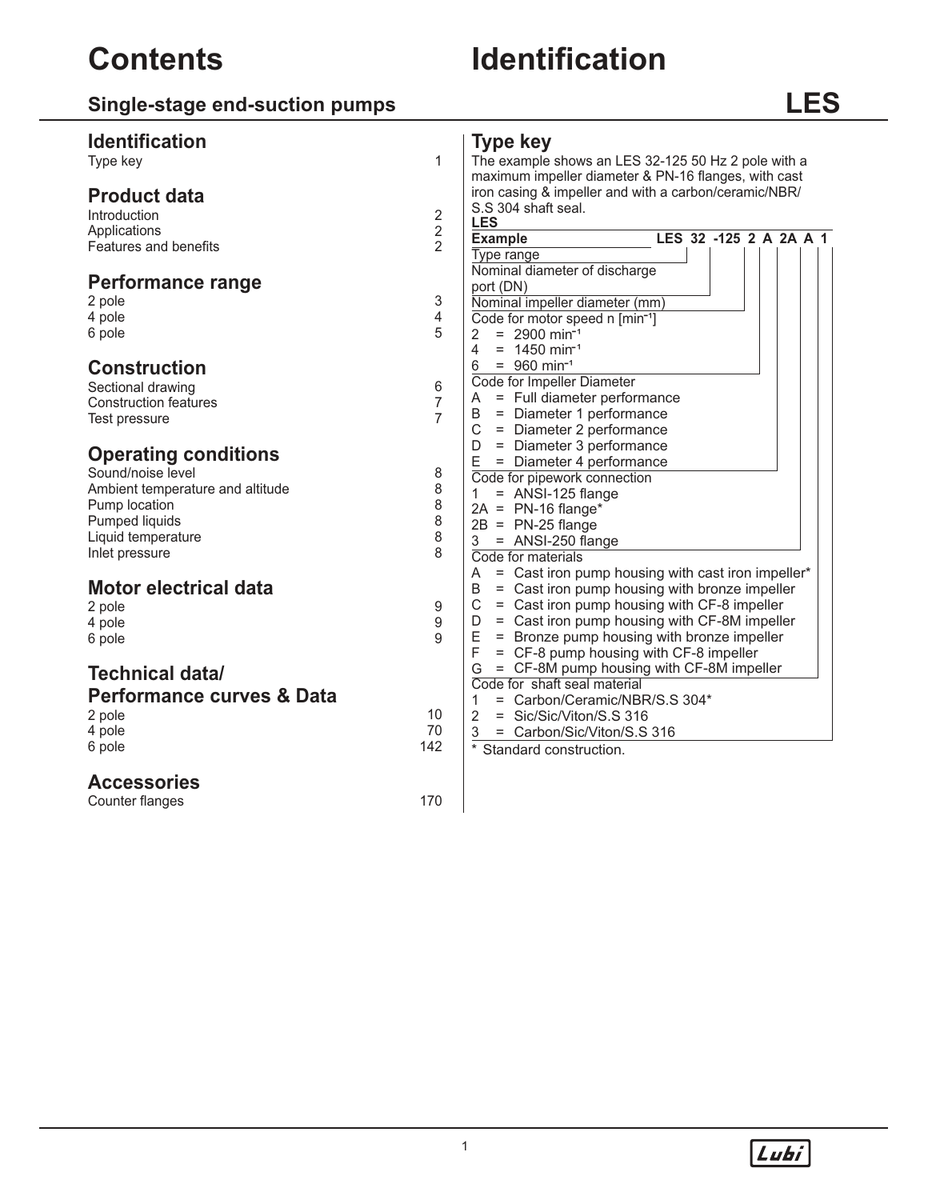# Contents

## Single-stage end-suction pumps

### Identification

| | |
|---|---|
| Type key | 1 |

### Product data

| | |
|---|---|
| Introduction | 2 |
| Applications | 2 |
| Features and benefits | 2 |

### Performance range

| | |
|---|---|
| 2 pole | 3 |
| 4 pole | 4 |
| 6 pole | 5 |

### Construction

| | |
|---|---|
| Sectional drawing | 6 |
| Construction features | 7 |
| Test pressure | 7 |

### Operating conditions

| | |
|---|---|
| Sound/noise level | 8 |
| Ambient temperature and altitude | 8 |
| Pump location | 8 |
| Pumped liquids | 8 |
| Liquid temperature | 8 |
| Inlet pressure | 8 |

### Motor electrical data

| | |
|---|---|
| 2 pole | 9 |
| 4 pole | 9 |
| 6 pole | 9 |

### Technical data/ Performance curves & Data

| | |
|---|---|
| 2 pole | 10 |
| 4 pole | 70 |
| 6 pole | 142 |

### Accessories

| | |
|---|---|
| Counter flanges | 170 |

# Identification

## LES

### Type key

The example shows an LES 32-125 50 Hz 2 pole with a maximum impeller diameter & PN-16 flanges, with cast iron casing & impeller and with a carbon/ceramic/NBR/ S.S 304 shaft seal.

**LES**

**Example** **LES 32 -125 2 A 2A A 1**

- Type range
- Nominal diameter of discharge port (DN)
- Nominal impeller diameter (mm)
- Code for motor speed n [$min^{-1}$]
  - 2 = 2900 $min^{-1}$
  - 4 = 1450 $min^{-1}$
  - 6 = 960 $min^{-1}$
- Code for Impeller Diameter
  - A = Full diameter performance
  - B = Diameter 1 performance
  - C = Diameter 2 performance
  - D = Diameter 3 performance
  - E = Diameter 4 performance
- Code for pipework connection
  - 1 = ANSI-125 flange
  - 2A = PN-16 flange*
  - 2B = PN-25 flange
  - 3 = ANSI-250 flange
- Code for materials
  - A = Cast iron pump housing with cast iron impeller*
  - B = Cast iron pump housing with bronze impeller
  - C = Cast iron pump housing with CF-8 impeller
  - D = Cast iron pump housing with CF-8M impeller
  - E = Bronze pump housing with bronze impeller
  - F = CF-8 pump housing with CF-8 impeller
  - G = CF-8M pump housing with CF-8M impeller
- Code for shaft seal material
  - 1 = Carbon/Ceramic/NBR/S.S 304*
  - 2 = Sic/Sic/Viton/S.S 316
  - 3 = Carbon/Sic/Viton/S.S 316

* Standard construction.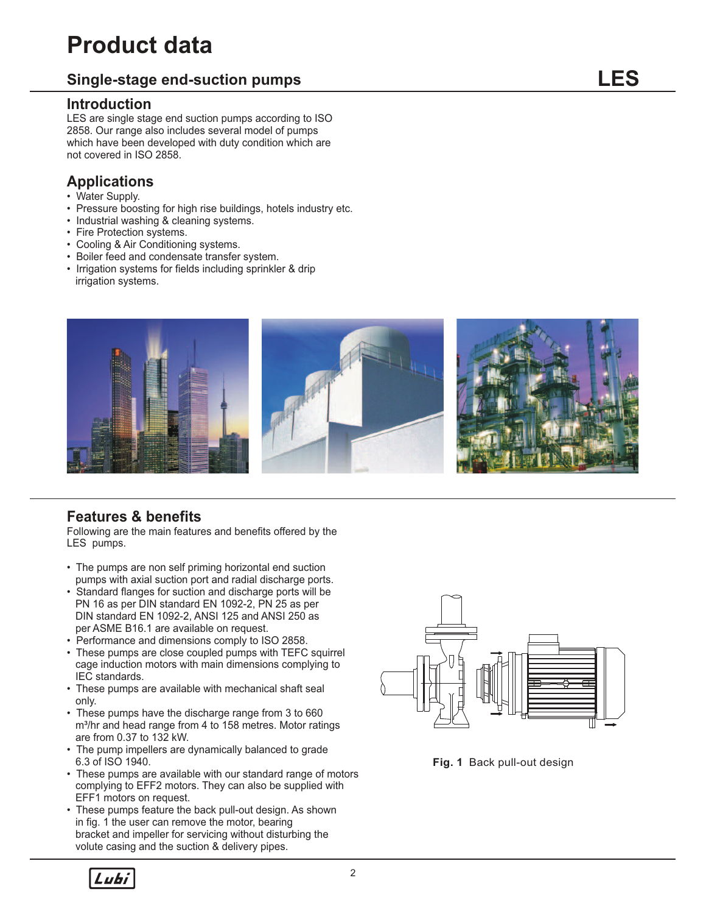# Product data

## Single-stage end-suction pumps

**LES**

### Introduction

LES are single stage end suction pumps according to ISO 2858. Our range also includes several model of pumps which have been developed with duty condition which are not covered in ISO 2858.

### Applications

- Water Supply.
- Pressure boosting for high rise buildings, hotels industry etc.
- Industrial washing & cleaning systems.
- Fire Protection systems.
- Cooling & Air Conditioning systems.
- Boiler feed and condensate transfer system.
- Irrigation systems for fields including sprinkler & drip irrigation systems.

### Features & benefits

Following are the main features and benefits offered by the LES pumps.

- The pumps are non self priming horizontal end suction pumps with axial suction port and radial discharge ports.
- Standard flanges for suction and discharge ports will be PN 16 as per DIN standard EN 1092-2, PN 25 as per DIN standard EN 1092-2, ANSI 125 and ANSI 250 as per ASME B16.1 are available on request.
- Performance and dimensions comply to ISO 2858.
- These pumps are close coupled pumps with TEFC squirrel cage induction motors with main dimensions complying to IEC standards.
- These pumps are available with mechanical shaft seal only.
- These pumps have the discharge range from 3 to 660 $m^3$/hr and head range from 4 to 158 metres. Motor ratings are from 0.37 to 132 kW.
- The pump impellers are dynamically balanced to grade 6.3 of ISO 1940.
- These pumps are available with our standard range of motors complying to EFF2 motors. They can also be supplied with EFF1 motors on request.
- These pumps feature the back pull-out design. As shown in fig. 1 the user can remove the motor, bearing bracket and impeller for servicing without disturbing the volute casing and the suction & delivery pipes.

**Fig. 1** Back pull-out design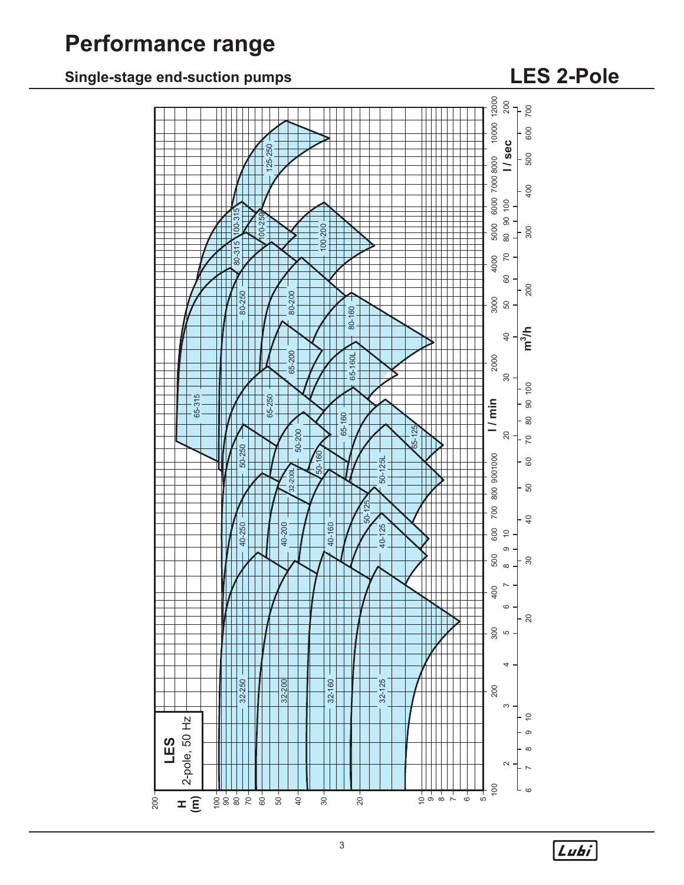# Performance range

## Single-stage end-suction pumps

## LES 2-Pole

**LES**
2-pole, 50 Hz

H (m)

l / min

l / sec

m³/h

125-250, 100-315, 100-250, 100-200, 80-315, 80-250, 80-200, 80-160, 65-315, 65-250, 65-200, 65-160L, 65-160, 65-125, 50-250, 50-200, 50-160, 50-125L, 50-125, 32-200L, 40-250, 40-200, 40-160, 40-125, 32-250, 32-200, 32-160, 32-125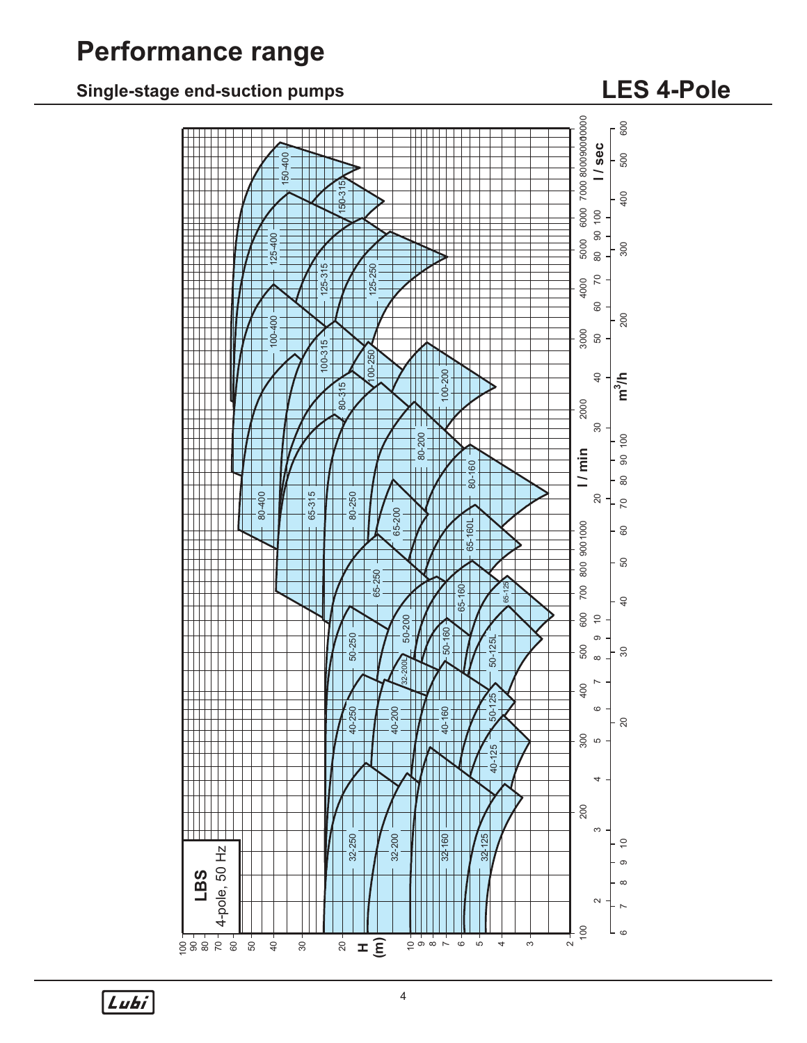# Performance range

## Single-stage end-suction pumps

## LES 4-Pole

LBS
4-pole, 50 Hz

150-400, 150-315, 125-400, 125-315, 125-250, 100-400, 100-315, 100-250, 100-200, 80-315, 80-400, 65-315, 80-250, 80-200, 80-160, 65-200, 65-160L, 65-250, 65-160, 65-125, 50-250, 50-200, 50-160, 50-125L, 32-200L, 40-250, 40-200, 40-160, 50-125, 40-125, 32-250, 32-200, 32-160, 32-125

H (m): 2, 3, 4, 5, 6, 7, 8, 9, 10, 20, 30, 40, 50, 60, 70, 80, 90, 100

l / min: 100, 200, 300, 400, 500, 600, 700, 800, 900, 1000, 2000, 3000, 4000, 5000, 6000, 7000, 8000, 9000, 10000

l / sec: 2, 3, 4, 5, 6, 7, 8, 9, 10, 20, 30, 40, 50, 60, 70, 80, 90, 100, 200, 300, 400, 500, 600

$m^3/h$: 6, 7, 8, 9, 10, 20, 30, 40, 50, 60, 70, 80, 90, 100, 200, 300, 400, 500, 600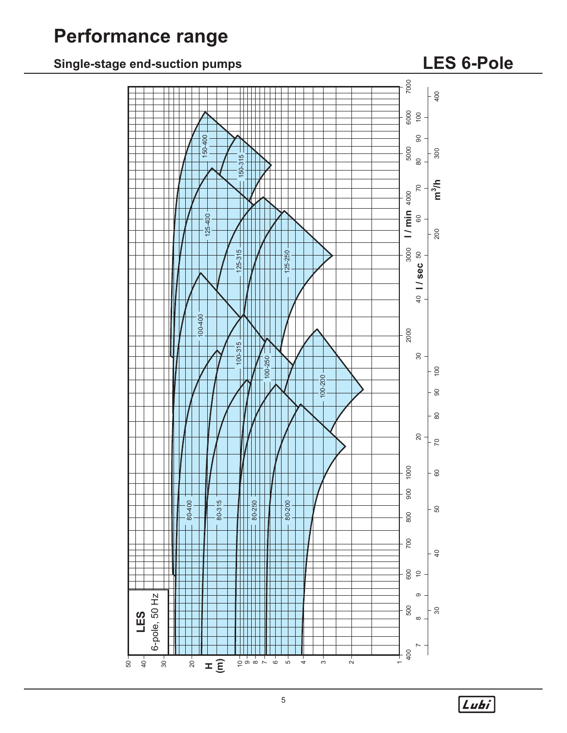# Performance range

## Single-stage end-suction pumps

## LES 6-Pole

LES
6-pole, 50 Hz

H (m): 50, 40, 30, 20, 10, 9, 8, 7, 6, 5, 4, 3, 2, 1

l / min: 400, 500, 600, 700, 800, 900, 1000, 2000, 3000, 4000, 5000, 6000, 7000

l / sec: 7, 8, 9, 10, 20, 30, 40, 50, 60, 70, 80, 90, 100

m³/h: 30, 40, 50, 60, 70, 80, 90, 100, 200, 300, 400

Pump models: 150-400, 150-315, 125-400, 125-315, 125-250, 100-400, 100-315, 100-250, 100-200, 80-400, 80-315, 80-250, 80-200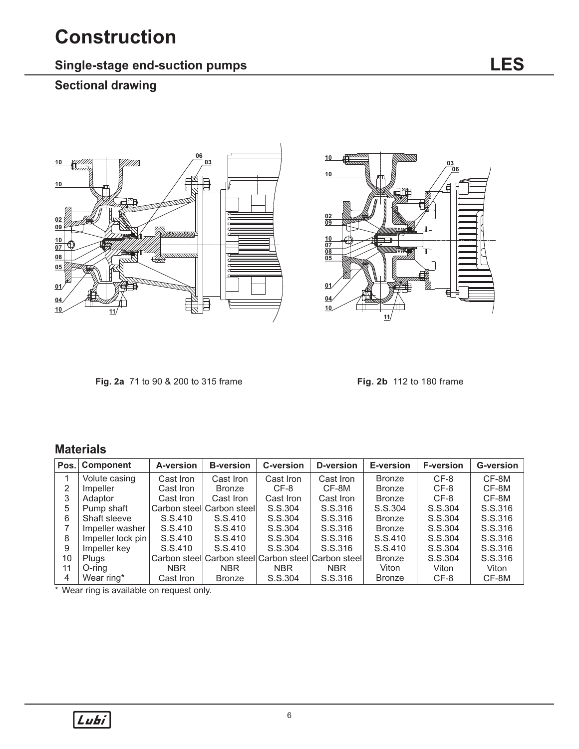# Construction

## Single-stage end-suction pumps

**LES**

### Sectional drawing

**Fig. 2a** 71 to 90 & 200 to 315 frame

**Fig. 2b** 112 to 180 frame

### Materials

| Pos. | Component | A-version | B-version | C-version | D-version | E-version | F-version | G-version |
|---|---|---|---|---|---|---|---|---|
| 1 | Volute casing | Cast Iron | Cast Iron | Cast Iron | Cast Iron | Bronze | CF-8 | CF-8M |
| 2 | Impeller | Cast Iron | Bronze | CF-8 | CF-8M | Bronze | CF-8 | CF-8M |
| 3 | Adaptor | Cast Iron | Cast Iron | Cast Iron | Cast Iron | Bronze | CF-8 | CF-8M |
| 5 | Pump shaft | Carbon steel | Carbon steel | S.S.304 | S.S.316 | S.S.304 | S.S.304 | S.S.316 |
| 6 | Shaft sleeve | S.S.410 | S.S.410 | S.S.304 | S.S.316 | Bronze | S.S.304 | S.S.316 |
| 7 | Impeller washer | S.S.410 | S.S.410 | S.S.304 | S.S.316 | Bronze | S.S.304 | S.S.316 |
| 8 | Impeller lock pin | S.S.410 | S.S.410 | S.S.304 | S.S.316 | S.S.410 | S.S.304 | S.S.316 |
| 9 | Impeller key | S.S.410 | S.S.410 | S.S.304 | S.S.316 | S.S.410 | S.S.304 | S.S.316 |
| 10 | Plugs | Carbon steel | Carbon steel | Carbon steel | Carbon steel | Bronze | S.S.304 | S.S.316 |
| 11 | O-ring | NBR | NBR | NBR | NBR | Viton | Viton | Viton |
| 4 | Wear ring* | Cast Iron | Bronze | S.S.304 | S.S.316 | Bronze | CF-8 | CF-8M |

\* Wear ring is available on request only.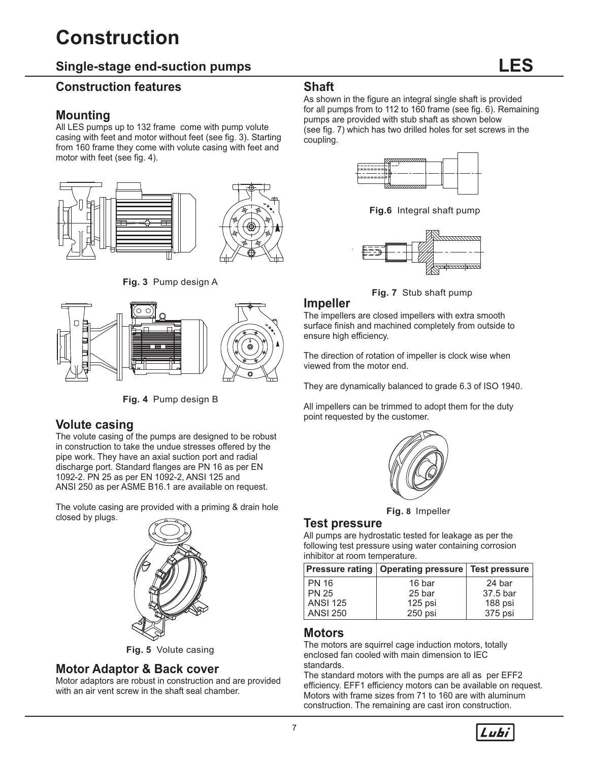# Construction

## Single-stage end-suction pumps LES

### Construction features

### Mounting

All LES pumps up to 132 frame come with pump volute casing with feet and motor without feet (see fig. 3). Starting from 160 frame they come with volute casing with feet and motor with feet (see fig. 4).

**Fig. 3** Pump design A

**Fig. 4** Pump design B

### Volute casing

The volute casing of the pumps are designed to be robust in construction to take the undue stresses offered by the pipe work. They have an axial suction port and radial discharge port. Standard flanges are PN 16 as per EN 1092-2. PN 25 as per EN 1092-2, ANSI 125 and ANSI 250 as per ASME B16.1 are available on request.

The volute casing are provided with a priming & drain hole closed by plugs.

**Fig. 5** Volute casing

### Motor Adaptor & Back cover

Motor adaptors are robust in construction and are provided with an air vent screw in the shaft seal chamber.

### Shaft

As shown in the figure an integral single shaft is provided for all pumps from to 112 to 160 frame (see fig. 6). Remaining pumps are provided with stub shaft as shown below (see fig. 7) which has two drilled holes for set screws in the coupling.

**Fig.6** Integral shaft pump

**Fig. 7** Stub shaft pump

### Impeller

The impellers are closed impellers with extra smooth surface finish and machined completely from outside to ensure high efficiency.

The direction of rotation of impeller is clock wise when viewed from the motor end.

They are dynamically balanced to grade 6.3 of ISO 1940.

All impellers can be trimmed to adopt them for the duty point requested by the customer.

**Fig. 8** Impeller

### Test pressure

All pumps are hydrostatic tested for leakage as per the following test pressure using water containing corrosion inhibitor at room temperature.

| Pressure rating | Operating pressure | Test pressure |
|---|---|---|
| PN 16 | 16 bar | 24 bar |
| PN 25 | 25 bar | 37.5 bar |
| ANSI 125 | 125 psi | 188 psi |
| ANSI 250 | 250 psi | 375 psi |

### Motors

The motors are squirrel cage induction motors, totally enclosed fan cooled with main dimension to IEC standards.

The standard motors with the pumps are all as per EFF2 efficiency. EFF1 efficiency motors can be available on request. Motors with frame sizes from 71 to 160 are with aluminum construction. The remaining are cast iron construction.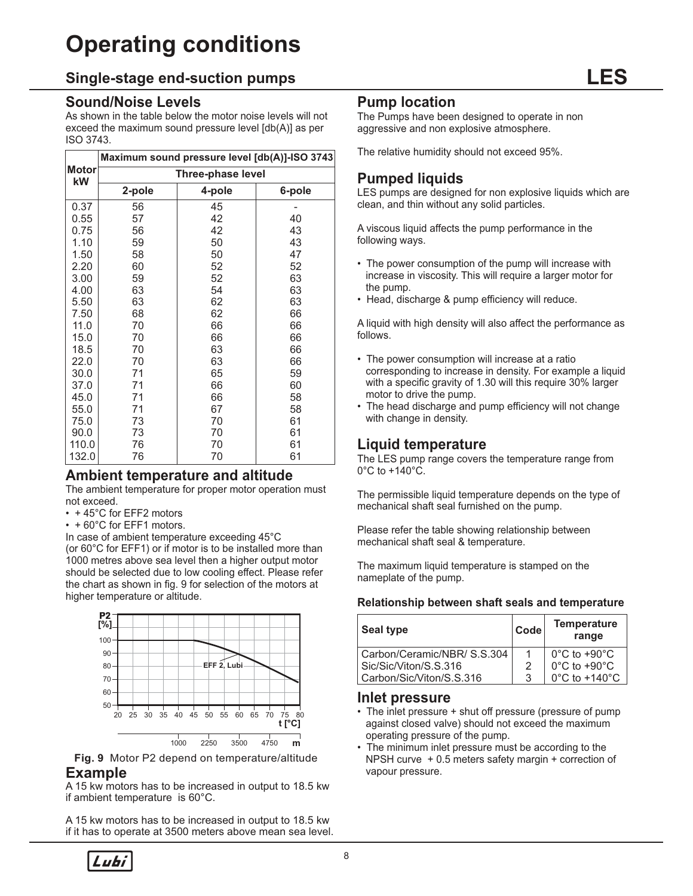# Operating conditions

## Single-stage end-suction pumps

**LES**

### Sound/Noise Levels

As shown in the table below the motor noise levels will not exceed the maximum sound pressure level [db(A)] as per ISO 3743.

| Motor kW | Maximum sound pressure level [db(A)]-ISO 3743 | | |
|---|---|---|---|
| | Three-phase level | | |
| | 2-pole | 4-pole | 6-pole |
| 0.37 | 56 | 45 | - |
| 0.55 | 57 | 42 | 40 |
| 0.75 | 56 | 42 | 43 |
| 1.10 | 59 | 50 | 43 |
| 1.50 | 58 | 50 | 47 |
| 2.20 | 60 | 52 | 52 |
| 3.00 | 59 | 52 | 63 |
| 4.00 | 63 | 54 | 63 |
| 5.50 | 63 | 62 | 63 |
| 7.50 | 68 | 62 | 66 |
| 11.0 | 70 | 66 | 66 |
| 15.0 | 70 | 66 | 66 |
| 18.5 | 70 | 63 | 66 |
| 22.0 | 70 | 63 | 66 |
| 30.0 | 71 | 65 | 59 |
| 37.0 | 71 | 66 | 60 |
| 45.0 | 71 | 66 | 58 |
| 55.0 | 71 | 67 | 58 |
| 75.0 | 73 | 70 | 61 |
| 90.0 | 73 | 70 | 61 |
| 110.0 | 76 | 70 | 61 |
| 132.0 | 76 | 70 | 61 |

### Ambient temperature and altitude

The ambient temperature for proper motor operation must not exceed.

- + 45°C for EFF2 motors
- + 60°C for EFF1 motors.

In case of ambient temperature exceeding 45°C (or 60°C for EFF1) or if motor is to be installed more than 1000 metres above sea level then a higher output motor should be selected due to low cooling effect. Please refer the chart as shown in fig. 9 for selection of the motors at higher temperature or altitude.

**Fig. 9** Motor P2 depend on temperature/altitude

### Example

A 15 kw motors has to be increased in output to 18.5 kw if ambient temperature is 60°C.

A 15 kw motors has to be increased in output to 18.5 kw if it has to operate at 3500 meters above mean sea level.

### Pump location

The Pumps have been designed to operate in non aggressive and non explosive atmosphere.

The relative humidity should not exceed 95%.

### Pumped liquids

LES pumps are designed for non explosive liquids which are clean, and thin without any solid particles.

A viscous liquid affects the pump performance in the following ways.

- The power consumption of the pump will increase with increase in viscosity. This will require a larger motor for the pump.
- Head, discharge & pump efficiency will reduce.

A liquid with high density will also affect the performance as follows.

- The power consumption will increase at a ratio corresponding to increase in density. For example a liquid with a specific gravity of 1.30 will this require 30% larger motor to drive the pump.
- The head discharge and pump efficiency will not change with change in density.

### Liquid temperature

The LES pump range covers the temperature range from 0°C to +140°C.

The permissible liquid temperature depends on the type of mechanical shaft seal furnished on the pump.

Please refer the table showing relationship between mechanical shaft seal & temperature.

The maximum liquid temperature is stamped on the nameplate of the pump.

**Relationship between shaft seals and temperature**

| Seal type | Code | Temperature range |
|---|---|---|
| Carbon/Ceramic/NBR/ S.S.304 | 1 | 0°C to +90°C |
| Sic/Sic/Viton/S.S.316 | 2 | 0°C to +90°C |
| Carbon/Sic/Viton/S.S.316 | 3 | 0°C to +140°C |

### Inlet pressure

- The inlet pressure + shut off pressure (pressure of pump against closed valve) should not exceed the maximum operating pressure of the pump.
- The minimum inlet pressure must be according to the NPSH curve + 0.5 meters safety margin + correction of vapour pressure.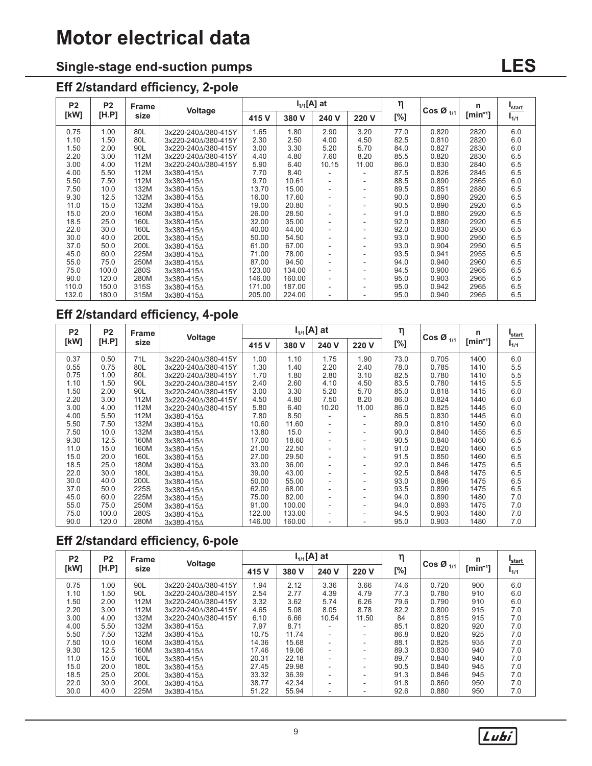# Motor electrical data

## Single-stage end-suction pumps

**LES**

### Eff 2/standard efficiency, 2-pole

| P2 [kW] | P2 [H.P] | Frame size | Voltage | $I_{1/1}$[A] at 415 V | 380 V | 240 V | 220 V | η [%] | Cos Ø $_{1/1}$ | n [min$^{-1}$] | $I_{start}$/$I_{1/1}$ |
|---|---|---|---|---|---|---|---|---|---|---|---|
| 0.75 | 1.00 | 80L | 3x220-240Δ/380-415Y | 1.65 | 1.80 | 2.90 | 3.20 | 77.0 | 0.820 | 2820 | 6.0 |
| 1.10 | 1.50 | 80L | 3x220-240Δ/380-415Y | 2.30 | 2.50 | 4.00 | 4.50 | 82.5 | 0.810 | 2820 | 6.0 |
| 1.50 | 2.00 | 90L | 3x220-240Δ/380-415Y | 3.00 | 3.30 | 5.20 | 5.70 | 84.0 | 0.827 | 2830 | 6.0 |
| 2.20 | 3.00 | 112M | 3x220-240Δ/380-415Y | 4.40 | 4.80 | 7.60 | 8.20 | 85.5 | 0.820 | 2830 | 6.5 |
| 3.00 | 4.00 | 112M | 3x220-240Δ/380-415Y | 5.90 | 6.40 | 10.15 | 11.00 | 86.0 | 0.830 | 2840 | 6.5 |
| 4.00 | 5.50 | 112M | 3x380-415Δ | 7.70 | 8.40 | - | - | 87.5 | 0.826 | 2845 | 6.5 |
| 5.50 | 7.50 | 112M | 3x380-415Δ | 9.70 | 10.61 | - | - | 88.5 | 0.890 | 2865 | 6.0 |
| 7.50 | 10.0 | 132M | 3x380-415Δ | 13.70 | 15.00 | - | - | 89.5 | 0.851 | 2880 | 6.5 |
| 9.30 | 12.5 | 132M | 3x380-415Δ | 16.00 | 17.60 | - | - | 90.0 | 0.890 | 2920 | 6.5 |
| 11.0 | 15.0 | 132M | 3x380-415Δ | 19.00 | 20.80 | - | - | 90.5 | 0.890 | 2920 | 6.5 |
| 15.0 | 20.0 | 160M | 3x380-415Δ | 26.00 | 28.50 | - | - | 91.0 | 0.880 | 2920 | 6.5 |
| 18.5 | 25.0 | 160L | 3x380-415Δ | 32.00 | 35.00 | - | - | 92.0 | 0.880 | 2920 | 6.5 |
| 22.0 | 30.0 | 160L | 3x380-415Δ | 40.00 | 44.00 | - | - | 92.0 | 0.830 | 2930 | 6.5 |
| 30.0 | 40.0 | 200L | 3x380-415Δ | 50.00 | 54.50 | - | - | 93.0 | 0.900 | 2950 | 6.5 |
| 37.0 | 50.0 | 200L | 3x380-415Δ | 61.00 | 67.00 | - | - | 93.0 | 0.904 | 2950 | 6.5 |
| 45.0 | 60.0 | 225M | 3x380-415Δ | 71.00 | 78.00 | - | - | 93.5 | 0.941 | 2955 | 6.5 |
| 55.0 | 75.0 | 250M | 3x380-415Δ | 87.00 | 94.50 | - | - | 94.0 | 0.940 | 2960 | 6.5 |
| 75.0 | 100.0 | 280S | 3x380-415Δ | 123.00 | 134.00 | - | - | 94.5 | 0.900 | 2965 | 6.5 |
| 90.0 | 120.0 | 280M | 3x380-415Δ | 146.00 | 160.00 | - | - | 95.0 | 0.903 | 2965 | 6.5 |
| 110.0 | 150.0 | 315S | 3x380-415Δ | 171.00 | 187.00 | - | - | 95.0 | 0.942 | 2965 | 6.5 |
| 132.0 | 180.0 | 315M | 3x380-415Δ | 205.00 | 224.00 | - | - | 95.0 | 0.940 | 2965 | 6.5 |

### Eff 2/standard efficiency, 4-pole

| P2 [kW] | P2 [H.P] | Frame size | Voltage | $I_{1/1}$[A] at 415 V | 380 V | 240 V | 220 V | η [%] | Cos Ø $_{1/1}$ | n [min$^{-1}$] | $I_{start}$/$I_{1/1}$ |
|---|---|---|---|---|---|---|---|---|---|---|---|
| 0.37 | 0.50 | 71L | 3x220-240Δ/380-415Y | 1.00 | 1.10 | 1.75 | 1.90 | 73.0 | 0.705 | 1400 | 6.0 |
| 0.55 | 0.75 | 80L | 3x220-240Δ/380-415Y | 1.30 | 1.40 | 2.20 | 2.40 | 78.0 | 0.785 | 1410 | 5.5 |
| 0.75 | 1.00 | 80L | 3x220-240Δ/380-415Y | 1.70 | 1.80 | 2.80 | 3.10 | 82.5 | 0.780 | 1410 | 5.5 |
| 1.10 | 1.50 | 90L | 3x220-240Δ/380-415Y | 2.40 | 2.60 | 4.10 | 4.50 | 83.5 | 0.780 | 1415 | 5.5 |
| 1.50 | 2.00 | 90L | 3x220-240Δ/380-415Y | 3.00 | 3.30 | 5.20 | 5.70 | 85.0 | 0.818 | 1415 | 6.0 |
| 2.20 | 3.00 | 112M | 3x220-240Δ/380-415Y | 4.50 | 4.80 | 7.50 | 8.20 | 86.0 | 0.824 | 1440 | 6.0 |
| 3.00 | 4.00 | 112M | 3x220-240Δ/380-415Y | 5.80 | 6.40 | 10.20 | 11.00 | 86.0 | 0.825 | 1445 | 6.0 |
| 4.00 | 5.50 | 112M | 3x380-415Δ | 7.80 | 8.50 | - | - | 86.5 | 0.830 | 1445 | 6.0 |
| 5.50 | 7.50 | 132M | 3x380-415Δ | 10.60 | 11.60 | - | - | 89.0 | 0.810 | 1450 | 6.0 |
| 7.50 | 10.0 | 132M | 3x380-415Δ | 13.80 | 15.0 | - | - | 90.0 | 0.840 | 1455 | 6.5 |
| 9.30 | 12.5 | 160M | 3x380-415Δ | 17.00 | 18.60 | - | - | 90.5 | 0.840 | 1460 | 6.5 |
| 11.0 | 15.0 | 160M | 3x380-415Δ | 21.00 | 22.50 | - | - | 91.0 | 0.820 | 1460 | 6.5 |
| 15.0 | 20.0 | 160L | 3x380-415Δ | 27.00 | 29.50 | - | - | 91.5 | 0.850 | 1460 | 6.5 |
| 18.5 | 25.0 | 180M | 3x380-415Δ | 33.00 | 36.00 | - | - | 92.0 | 0.846 | 1475 | 6.5 |
| 22.0 | 30.0 | 180L | 3x380-415Δ | 39.00 | 43.00 | - | - | 92.5 | 0.848 | 1475 | 6.5 |
| 30.0 | 40.0 | 200L | 3x380-415Δ | 50.00 | 55.00 | - | - | 93.0 | 0.896 | 1475 | 6.5 |
| 37.0 | 50.0 | 225S | 3x380-415Δ | 62.00 | 68.00 | - | - | 93.5 | 0.890 | 1475 | 6.5 |
| 45.0 | 60.0 | 225M | 3x380-415Δ | 75.00 | 82.00 | - | - | 94.0 | 0.890 | 1480 | 7.0 |
| 55.0 | 75.0 | 250M | 3x380-415Δ | 91.00 | 100.00 | - | - | 94.0 | 0.893 | 1475 | 7.0 |
| 75.0 | 100.0 | 280S | 3x380-415Δ | 122.00 | 133.00 | - | - | 94.5 | 0.903 | 1480 | 7.0 |
| 90.0 | 120.0 | 280M | 3x380-415Δ | 146.00 | 160.00 | - | - | 95.0 | 0.903 | 1480 | 7.0 |

### Eff 2/standard efficiency, 6-pole

| P2 [kW] | P2 [H.P] | Frame size | Voltage | $I_{1/1}$[A] at 415 V | 380 V | 240 V | 220 V | η [%] | Cos Ø $_{1/1}$ | n [min$^{-1}$] | $I_{start}$/$I_{1/1}$ |
|---|---|---|---|---|---|---|---|---|---|---|---|
| 0.75 | 1.00 | 90L | 3x220-240Δ/380-415Y | 1.94 | 2.12 | 3.36 | 3.66 | 74.6 | 0.720 | 900 | 6.0 |
| 1.10 | 1.50 | 90L | 3x220-240Δ/380-415Y | 2.54 | 2.77 | 4.39 | 4.79 | 77.3 | 0.780 | 910 | 6.0 |
| 1.50 | 2.00 | 112M | 3x220-240Δ/380-415Y | 3.32 | 3.62 | 5.74 | 6.26 | 79.6 | 0.790 | 910 | 6.0 |
| 2.20 | 3.00 | 112M | 3x220-240Δ/380-415Y | 4.65 | 5.08 | 8.05 | 8.78 | 82.2 | 0.800 | 915 | 7.0 |
| 3.00 | 4.00 | 132M | 3x220-240Δ/380-415Y | 6.10 | 6.66 | 10.54 | 11.50 | 84 | 0.815 | 915 | 7.0 |
| 4.00 | 5.50 | 132M | 3x380-415Δ | 7.97 | 8.71 | - | - | 85.1 | 0.820 | 920 | 7.0 |
| 5.50 | 7.50 | 132M | 3x380-415Δ | 10.75 | 11.74 | - | - | 86.8 | 0.820 | 925 | 7.0 |
| 7.50 | 10.0 | 160M | 3x380-415Δ | 14.36 | 15.68 | - | - | 88.1 | 0.825 | 935 | 7.0 |
| 9.30 | 12.5 | 160M | 3x380-415Δ | 17.46 | 19.06 | - | - | 89.3 | 0.830 | 940 | 7.0 |
| 11.0 | 15.0 | 160L | 3x380-415Δ | 20.31 | 22.18 | - | - | 89.7 | 0.840 | 940 | 7.0 |
| 15.0 | 20.0 | 180L | 3x380-415Δ | 27.45 | 29.98 | - | - | 90.5 | 0.840 | 945 | 7.0 |
| 18.5 | 25.0 | 200L | 3x380-415Δ | 33.32 | 36.39 | - | - | 91.3 | 0.846 | 945 | 7.0 |
| 22.0 | 30.0 | 200L | 3x380-415Δ | 38.77 | 42.34 | - | - | 91.8 | 0.860 | 950 | 7.0 |
| 30.0 | 40.0 | 225M | 3x380-415Δ | 51.22 | 55.94 | - | - | 92.6 | 0.880 | 950 | 7.0 |

Lubi